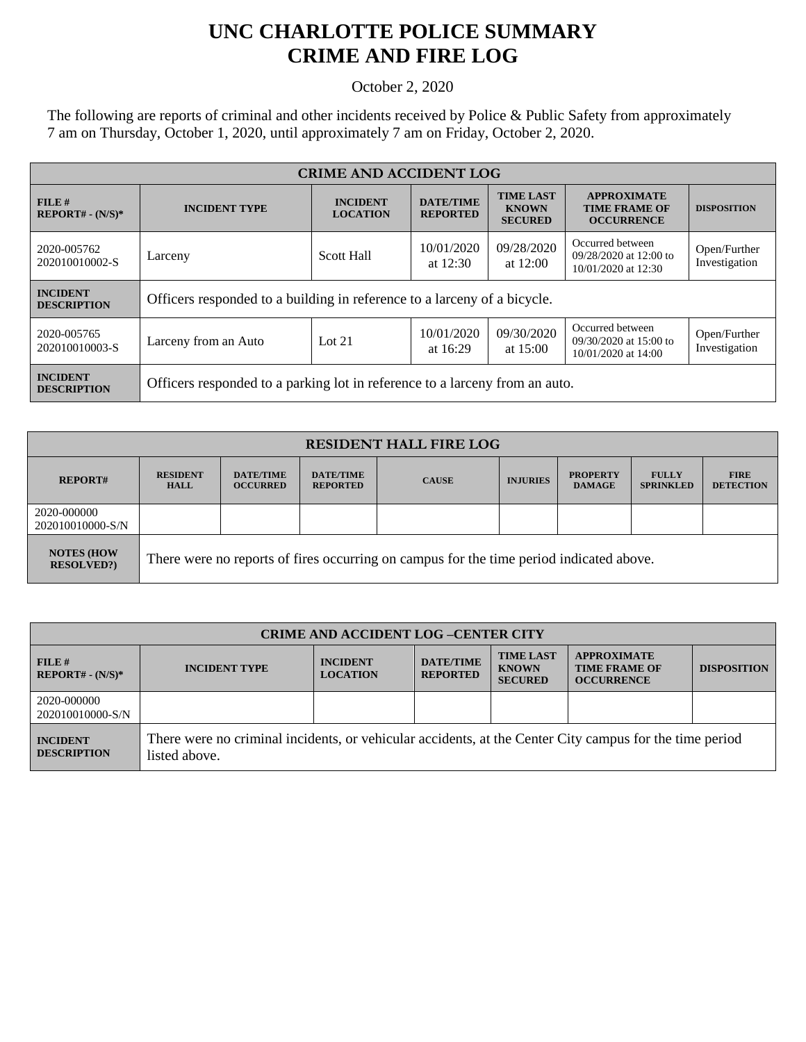# UNC CHARLOTTE POLICE SUMMARY
# CRIME AND FIRE LOG

October 2, 2020

The following are reports of criminal and other incidents received by Police & Public Safety from approximately 7 am on Thursday, October 1, 2020, until approximately 7 am on Friday, October 2, 2020.

| CRIME AND ACCIDENT LOG | | | | | | |
|---|---|---|---|---|---|---|
| **FILE # REPORT# - (N/S)*** | **INCIDENT TYPE** | **INCIDENT LOCATION** | **DATE/TIME REPORTED** | **TIME LAST KNOWN SECURED** | **APPROXIMATE TIME FRAME OF OCCURRENCE** | **DISPOSITION** |
| 2020-005762 202010010002-S | Larceny | Scott Hall | 10/01/2020 at 12:30 | 09/28/2020 at 12:00 | Occurred between 09/28/2020 at 12:00 to 10/01/2020 at 12:30 | Open/Further Investigation |
| **INCIDENT DESCRIPTION** | Officers responded to a building in reference to a larceny of a bicycle. | | | | | |
| 2020-005765 202010010003-S | Larceny from an Auto | Lot 21 | 10/01/2020 at 16:29 | 09/30/2020 at 15:00 | Occurred between 09/30/2020 at 15:00 to 10/01/2020 at 14:00 | Open/Further Investigation |
| **INCIDENT DESCRIPTION** | Officers responded to a parking lot in reference to a larceny from an auto. | | | | | |

| RESIDENT HALL FIRE LOG | | | | | | | | |
|---|---|---|---|---|---|---|---|---|
| **REPORT#** | **RESIDENT HALL** | **DATE/TIME OCCURRED** | **DATE/TIME REPORTED** | **CAUSE** | **INJURIES** | **PROPERTY DAMAGE** | **FULLY SPRINKLED** | **FIRE DETECTION** |
| 2020-000000 202010010000-S/N | | | | | | | | |
| **NOTES (HOW RESOLVED?)** | There were no reports of fires occurring on campus for the time period indicated above. | | | | | | | |

| CRIME AND ACCIDENT LOG –CENTER CITY | | | | | | |
|---|---|---|---|---|---|---|
| **FILE # REPORT# - (N/S)*** | **INCIDENT TYPE** | **INCIDENT LOCATION** | **DATE/TIME REPORTED** | **TIME LAST KNOWN SECURED** | **APPROXIMATE TIME FRAME OF OCCURRENCE** | **DISPOSITION** |
| 2020-000000 202010010000-S/N | | | | | | |
| **INCIDENT DESCRIPTION** | There were no criminal incidents, or vehicular accidents, at the Center City campus for the time period listed above. | | | | | |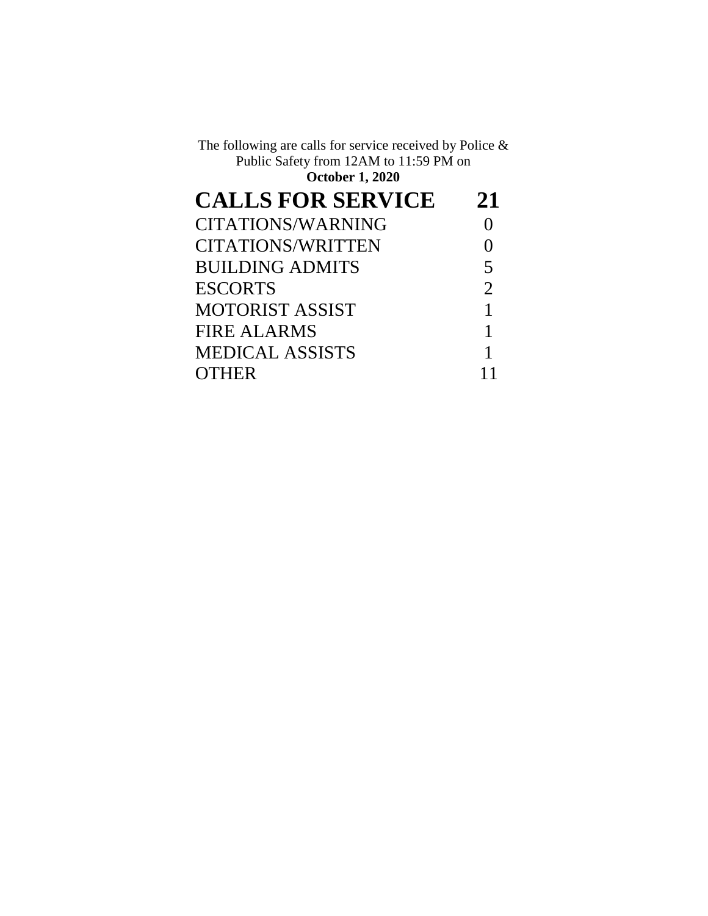The following are calls for service received by Police & Public Safety from 12AM to 11:59 PM on

**October 1, 2020**

| | |
|---|---|
| **CALLS FOR SERVICE** | **21** |
| CITATIONS/WARNING | 0 |
| CITATIONS/WRITTEN | 0 |
| BUILDING ADMITS | 5 |
| ESCORTS | 2 |
| MOTORIST ASSIST | 1 |
| FIRE ALARMS | 1 |
| MEDICAL ASSISTS | 1 |
| OTHER | 11 |